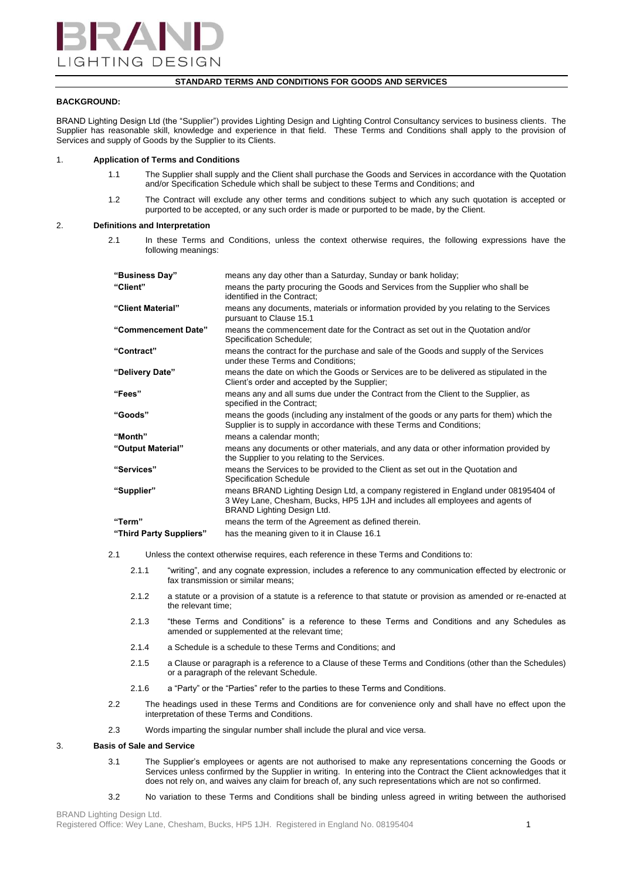BRAND LIGHTING DESIGN

## STANDARD TERMS AND CONDITIONS FOR GOODS AND SERVICES

**BACKGROUND:**

BRAND Lighting Design Ltd (the "Supplier") provides Lighting Design and Lighting Control Consultancy services to business clients. The Supplier has reasonable skill, knowledge and experience in that field. These Terms and Conditions shall apply to the provision of Services and supply of Goods by the Supplier to its Clients.

### 1. Application of Terms and Conditions

1.1 The Supplier shall supply and the Client shall purchase the Goods and Services in accordance with the Quotation and/or Specification Schedule which shall be subject to these Terms and Conditions; and

1.2 The Contract will exclude any other terms and conditions subject to which any such quotation is accepted or purported to be accepted, or any such order is made or purported to be made, by the Client.

### 2. Definitions and Interpretation

2.1 In these Terms and Conditions, unless the context otherwise requires, the following expressions have the following meanings:

| | |
|---|---|
| **"Business Day"** | means any day other than a Saturday, Sunday or bank holiday; |
| **"Client"** | means the party procuring the Goods and Services from the Supplier who shall be identified in the Contract; |
| **"Client Material"** | means any documents, materials or information provided by you relating to the Services pursuant to Clause 15.1 |
| **"Commencement Date"** | means the commencement date for the Contract as set out in the Quotation and/or Specification Schedule; |
| **"Contract"** | means the contract for the purchase and sale of the Goods and supply of the Services under these Terms and Conditions; |
| **"Delivery Date"** | means the date on which the Goods or Services are to be delivered as stipulated in the Client's order and accepted by the Supplier; |
| **"Fees"** | means any and all sums due under the Contract from the Client to the Supplier, as specified in the Contract; |
| **"Goods"** | means the goods (including any instalment of the goods or any parts for them) which the Supplier is to supply in accordance with these Terms and Conditions; |
| **"Month"** | means a calendar month; |
| **"Output Material"** | means any documents or other materials, and any data or other information provided by the Supplier to you relating to the Services. |
| **"Services"** | means the Services to be provided to the Client as set out in the Quotation and Specification Schedule |
| **"Supplier"** | means BRAND Lighting Design Ltd, a company registered in England under 08195404 of 3 Wey Lane, Chesham, Bucks, HP5 1JH and includes all employees and agents of BRAND Lighting Design Ltd. |
| **"Term"** | means the term of the Agreement as defined therein. |
| **"Third Party Suppliers"** | has the meaning given to it in Clause 16.1 |

2.1 Unless the context otherwise requires, each reference in these Terms and Conditions to:

2.1.1 "writing", and any cognate expression, includes a reference to any communication effected by electronic or fax transmission or similar means;

2.1.2 a statute or a provision of a statute is a reference to that statute or provision as amended or re-enacted at the relevant time;

2.1.3 "these Terms and Conditions" is a reference to these Terms and Conditions and any Schedules as amended or supplemented at the relevant time;

2.1.4 a Schedule is a schedule to these Terms and Conditions; and

2.1.5 a Clause or paragraph is a reference to a Clause of these Terms and Conditions (other than the Schedules) or a paragraph of the relevant Schedule.

2.1.6 a "Party" or the "Parties" refer to the parties to these Terms and Conditions.

2.2 The headings used in these Terms and Conditions are for convenience only and shall have no effect upon the interpretation of these Terms and Conditions.

2.3 Words imparting the singular number shall include the plural and vice versa.

### 3. Basis of Sale and Service

3.1 The Supplier's employees or agents are not authorised to make any representations concerning the Goods or Services unless confirmed by the Supplier in writing. In entering into the Contract the Client acknowledges that it does not rely on, and waives any claim for breach of, any such representations which are not so confirmed.

3.2 No variation to these Terms and Conditions shall be binding unless agreed in writing between the authorised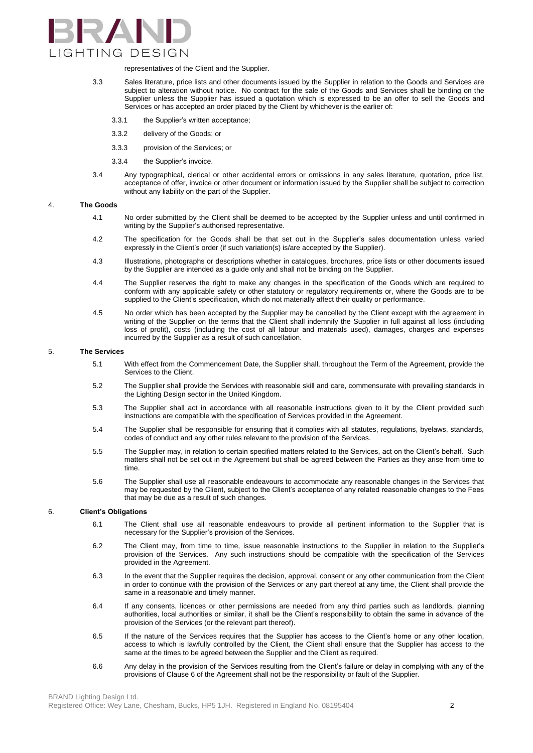representatives of the Client and the Supplier.

3.3 Sales literature, price lists and other documents issued by the Supplier in relation to the Goods and Services are subject to alteration without notice. No contract for the sale of the Goods and Services shall be binding on the Supplier unless the Supplier has issued a quotation which is expressed to be an offer to sell the Goods and Services or has accepted an order placed by the Client by whichever is the earlier of:

3.3.1 the Supplier's written acceptance;

3.3.2 delivery of the Goods; or

3.3.3 provision of the Services; or

3.3.4 the Supplier's invoice.

3.4 Any typographical, clerical or other accidental errors or omissions in any sales literature, quotation, price list, acceptance of offer, invoice or other document or information issued by the Supplier shall be subject to correction without any liability on the part of the Supplier.

4. **The Goods**

4.1 No order submitted by the Client shall be deemed to be accepted by the Supplier unless and until confirmed in writing by the Supplier's authorised representative.

4.2 The specification for the Goods shall be that set out in the Supplier's sales documentation unless varied expressly in the Client's order (if such variation(s) is/are accepted by the Supplier).

4.3 Illustrations, photographs or descriptions whether in catalogues, brochures, price lists or other documents issued by the Supplier are intended as a guide only and shall not be binding on the Supplier.

4.4 The Supplier reserves the right to make any changes in the specification of the Goods which are required to conform with any applicable safety or other statutory or regulatory requirements or, where the Goods are to be supplied to the Client's specification, which do not materially affect their quality or performance.

4.5 No order which has been accepted by the Supplier may be cancelled by the Client except with the agreement in writing of the Supplier on the terms that the Client shall indemnify the Supplier in full against all loss (including loss of profit), costs (including the cost of all labour and materials used), damages, charges and expenses incurred by the Supplier as a result of such cancellation.

5. **The Services**

5.1 With effect from the Commencement Date, the Supplier shall, throughout the Term of the Agreement, provide the Services to the Client.

5.2 The Supplier shall provide the Services with reasonable skill and care, commensurate with prevailing standards in the Lighting Design sector in the United Kingdom.

5.3 The Supplier shall act in accordance with all reasonable instructions given to it by the Client provided such instructions are compatible with the specification of Services provided in the Agreement.

5.4 The Supplier shall be responsible for ensuring that it complies with all statutes, regulations, byelaws, standards, codes of conduct and any other rules relevant to the provision of the Services.

5.5 The Supplier may, in relation to certain specified matters related to the Services, act on the Client's behalf. Such matters shall not be set out in the Agreement but shall be agreed between the Parties as they arise from time to time.

5.6 The Supplier shall use all reasonable endeavours to accommodate any reasonable changes in the Services that may be requested by the Client, subject to the Client's acceptance of any related reasonable changes to the Fees that may be due as a result of such changes.

6. **Client's Obligations**

6.1 The Client shall use all reasonable endeavours to provide all pertinent information to the Supplier that is necessary for the Supplier's provision of the Services.

6.2 The Client may, from time to time, issue reasonable instructions to the Supplier in relation to the Supplier's provision of the Services. Any such instructions should be compatible with the specification of the Services provided in the Agreement.

6.3 In the event that the Supplier requires the decision, approval, consent or any other communication from the Client in order to continue with the provision of the Services or any part thereof at any time, the Client shall provide the same in a reasonable and timely manner.

6.4 If any consents, licences or other permissions are needed from any third parties such as landlords, planning authorities, local authorities or similar, it shall be the Client's responsibility to obtain the same in advance of the provision of the Services (or the relevant part thereof).

6.5 If the nature of the Services requires that the Supplier has access to the Client's home or any other location, access to which is lawfully controlled by the Client, the Client shall ensure that the Supplier has access to the same at the times to be agreed between the Supplier and the Client as required.

6.6 Any delay in the provision of the Services resulting from the Client's failure or delay in complying with any of the provisions of Clause 6 of the Agreement shall not be the responsibility or fault of the Supplier.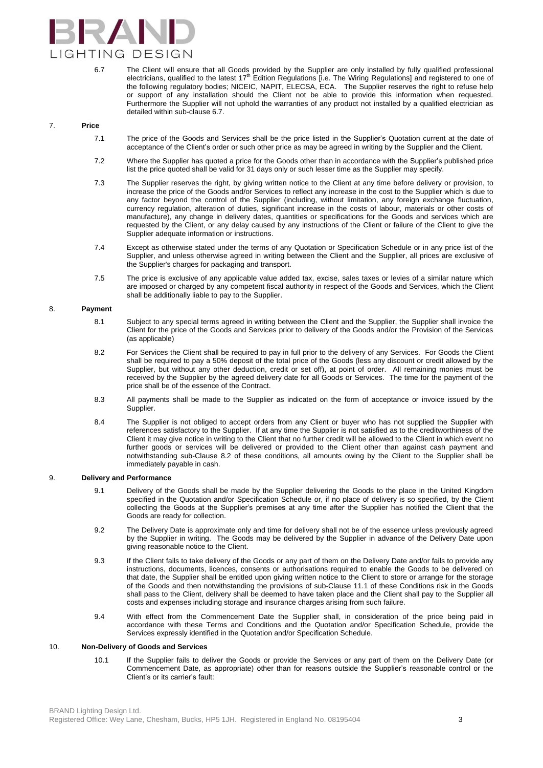6.7 The Client will ensure that all Goods provided by the Supplier are only installed by fully qualified professional electricians, qualified to the latest 17th Edition Regulations [i.e. The Wiring Regulations] and registered to one of the following regulatory bodies; NICEIC, NAPIT, ELECSA, ECA. The Supplier reserves the right to refuse help or support of any installation should the Client not be able to provide this information when requested. Furthermore the Supplier will not uphold the warranties of any product not installed by a qualified electrician as detailed within sub-clause 6.7.

## 7. Price

7.1 The price of the Goods and Services shall be the price listed in the Supplier's Quotation current at the date of acceptance of the Client's order or such other price as may be agreed in writing by the Supplier and the Client.

7.2 Where the Supplier has quoted a price for the Goods other than in accordance with the Supplier's published price list the price quoted shall be valid for 31 days only or such lesser time as the Supplier may specify.

7.3 The Supplier reserves the right, by giving written notice to the Client at any time before delivery or provision, to increase the price of the Goods and/or Services to reflect any increase in the cost to the Supplier which is due to any factor beyond the control of the Supplier (including, without limitation, any foreign exchange fluctuation, currency regulation, alteration of duties, significant increase in the costs of labour, materials or other costs of manufacture), any change in delivery dates, quantities or specifications for the Goods and services which are requested by the Client, or any delay caused by any instructions of the Client or failure of the Client to give the Supplier adequate information or instructions.

7.4 Except as otherwise stated under the terms of any Quotation or Specification Schedule or in any price list of the Supplier, and unless otherwise agreed in writing between the Client and the Supplier, all prices are exclusive of the Supplier's charges for packaging and transport.

7.5 The price is exclusive of any applicable value added tax, excise, sales taxes or levies of a similar nature which are imposed or charged by any competent fiscal authority in respect of the Goods and Services, which the Client shall be additionally liable to pay to the Supplier.

## 8. Payment

8.1 Subject to any special terms agreed in writing between the Client and the Supplier, the Supplier shall invoice the Client for the price of the Goods and Services prior to delivery of the Goods and/or the Provision of the Services (as applicable)

8.2 For Services the Client shall be required to pay in full prior to the delivery of any Services. For Goods the Client shall be required to pay a 50% deposit of the total price of the Goods (less any discount or credit allowed by the Supplier, but without any other deduction, credit or set off), at point of order. All remaining monies must be received by the Supplier by the agreed delivery date for all Goods or Services. The time for the payment of the price shall be of the essence of the Contract.

8.3 All payments shall be made to the Supplier as indicated on the form of acceptance or invoice issued by the Supplier.

8.4 The Supplier is not obliged to accept orders from any Client or buyer who has not supplied the Supplier with references satisfactory to the Supplier. If at any time the Supplier is not satisfied as to the creditworthiness of the Client it may give notice in writing to the Client that no further credit will be allowed to the Client in which event no further goods or services will be delivered or provided to the Client other than against cash payment and notwithstanding sub-Clause 8.2 of these conditions, all amounts owing by the Client to the Supplier shall be immediately payable in cash.

## 9. Delivery and Performance

9.1 Delivery of the Goods shall be made by the Supplier delivering the Goods to the place in the United Kingdom specified in the Quotation and/or Specification Schedule or, if no place of delivery is so specified, by the Client collecting the Goods at the Supplier's premises at any time after the Supplier has notified the Client that the Goods are ready for collection.

9.2 The Delivery Date is approximate only and time for delivery shall not be of the essence unless previously agreed by the Supplier in writing. The Goods may be delivered by the Supplier in advance of the Delivery Date upon giving reasonable notice to the Client.

9.3 If the Client fails to take delivery of the Goods or any part of them on the Delivery Date and/or fails to provide any instructions, documents, licences, consents or authorisations required to enable the Goods to be delivered on that date, the Supplier shall be entitled upon giving written notice to the Client to store or arrange for the storage of the Goods and then notwithstanding the provisions of sub-Clause 11.1 of these Conditions risk in the Goods shall pass to the Client, delivery shall be deemed to have taken place and the Client shall pay to the Supplier all costs and expenses including storage and insurance charges arising from such failure.

9.4 With effect from the Commencement Date the Supplier shall, in consideration of the price being paid in accordance with these Terms and Conditions and the Quotation and/or Specification Schedule, provide the Services expressly identified in the Quotation and/or Specification Schedule.

## 10. Non-Delivery of Goods and Services

10.1 If the Supplier fails to deliver the Goods or provide the Services or any part of them on the Delivery Date (or Commencement Date, as appropriate) other than for reasons outside the Supplier's reasonable control or the Client's or its carrier's fault: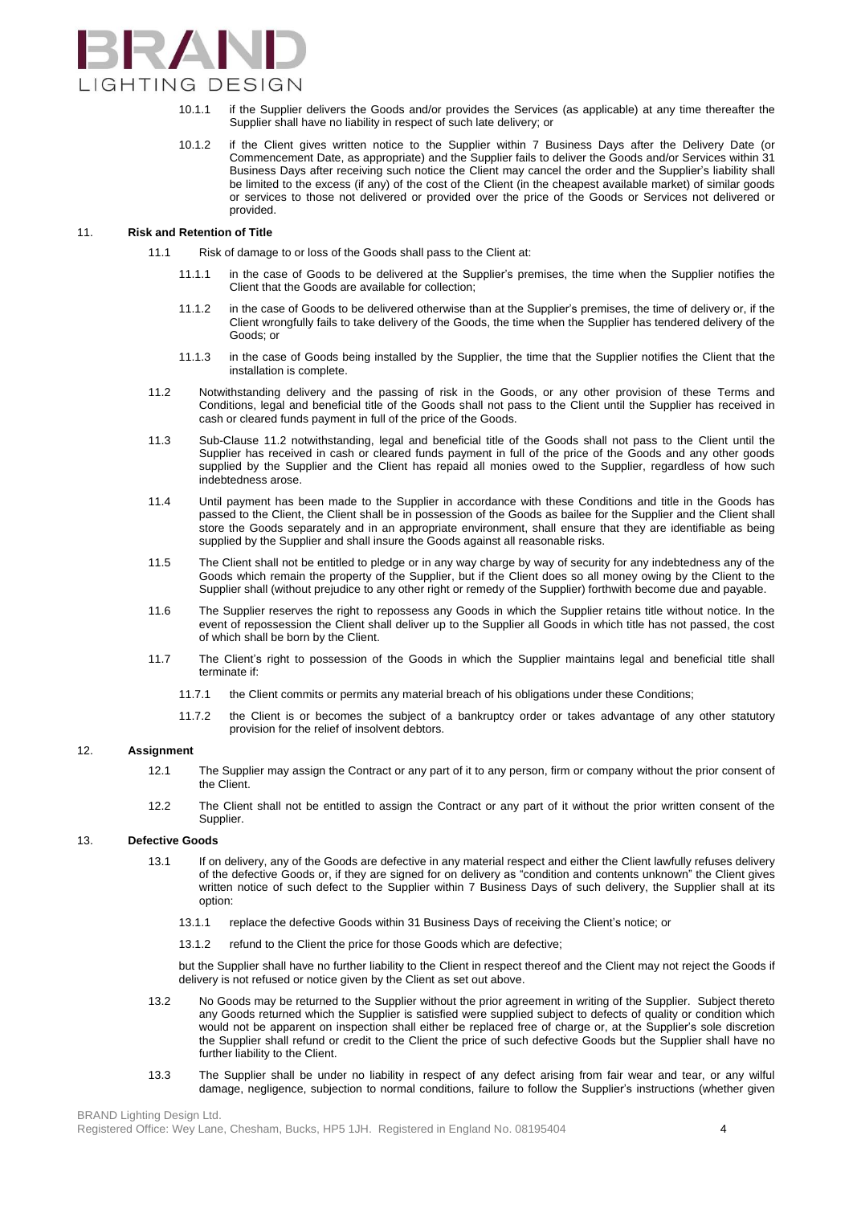10.1.1 if the Supplier delivers the Goods and/or provides the Services (as applicable) at any time thereafter the Supplier shall have no liability in respect of such late delivery; or

10.1.2 if the Client gives written notice to the Supplier within 7 Business Days after the Delivery Date (or Commencement Date, as appropriate) and the Supplier fails to deliver the Goods and/or Services within 31 Business Days after receiving such notice the Client may cancel the order and the Supplier's liability shall be limited to the excess (if any) of the cost of the Client (in the cheapest available market) of similar goods or services to those not delivered or provided over the price of the Goods or Services not delivered or provided.

## 11. Risk and Retention of Title

11.1 Risk of damage to or loss of the Goods shall pass to the Client at:

11.1.1 in the case of Goods to be delivered at the Supplier's premises, the time when the Supplier notifies the Client that the Goods are available for collection;

11.1.2 in the case of Goods to be delivered otherwise than at the Supplier's premises, the time of delivery or, if the Client wrongfully fails to take delivery of the Goods, the time when the Supplier has tendered delivery of the Goods; or

11.1.3 in the case of Goods being installed by the Supplier, the time that the Supplier notifies the Client that the installation is complete.

11.2 Notwithstanding delivery and the passing of risk in the Goods, or any other provision of these Terms and Conditions, legal and beneficial title of the Goods shall not pass to the Client until the Supplier has received in cash or cleared funds payment in full of the price of the Goods.

11.3 Sub-Clause 11.2 notwithstanding, legal and beneficial title of the Goods shall not pass to the Client until the Supplier has received in cash or cleared funds payment in full of the price of the Goods and any other goods supplied by the Supplier and the Client has repaid all monies owed to the Supplier, regardless of how such indebtedness arose.

11.4 Until payment has been made to the Supplier in accordance with these Conditions and title in the Goods has passed to the Client, the Client shall be in possession of the Goods as bailee for the Supplier and the Client shall store the Goods separately and in an appropriate environment, shall ensure that they are identifiable as being supplied by the Supplier and shall insure the Goods against all reasonable risks.

11.5 The Client shall not be entitled to pledge or in any way charge by way of security for any indebtedness any of the Goods which remain the property of the Supplier, but if the Client does so all money owing by the Client to the Supplier shall (without prejudice to any other right or remedy of the Supplier) forthwith become due and payable.

11.6 The Supplier reserves the right to repossess any Goods in which the Supplier retains title without notice. In the event of repossession the Client shall deliver up to the Supplier all Goods in which title has not passed, the cost of which shall be born by the Client.

11.7 The Client's right to possession of the Goods in which the Supplier maintains legal and beneficial title shall terminate if:

11.7.1 the Client commits or permits any material breach of his obligations under these Conditions;

11.7.2 the Client is or becomes the subject of a bankruptcy order or takes advantage of any other statutory provision for the relief of insolvent debtors.

## 12. Assignment

12.1 The Supplier may assign the Contract or any part of it to any person, firm or company without the prior consent of the Client.

12.2 The Client shall not be entitled to assign the Contract or any part of it without the prior written consent of the Supplier.

## 13. Defective Goods

13.1 If on delivery, any of the Goods are defective in any material respect and either the Client lawfully refuses delivery of the defective Goods or, if they are signed for on delivery as "condition and contents unknown" the Client gives written notice of such defect to the Supplier within 7 Business Days of such delivery, the Supplier shall at its option:

13.1.1 replace the defective Goods within 31 Business Days of receiving the Client's notice; or

13.1.2 refund to the Client the price for those Goods which are defective;

but the Supplier shall have no further liability to the Client in respect thereof and the Client may not reject the Goods if delivery is not refused or notice given by the Client as set out above.

13.2 No Goods may be returned to the Supplier without the prior agreement in writing of the Supplier. Subject thereto any Goods returned which the Supplier is satisfied were supplied subject to defects of quality or condition which would not be apparent on inspection shall either be replaced free of charge or, at the Supplier's sole discretion the Supplier shall refund or credit to the Client the price of such defective Goods but the Supplier shall have no further liability to the Client.

13.3 The Supplier shall be under no liability in respect of any defect arising from fair wear and tear, or any wilful damage, negligence, subjection to normal conditions, failure to follow the Supplier's instructions (whether given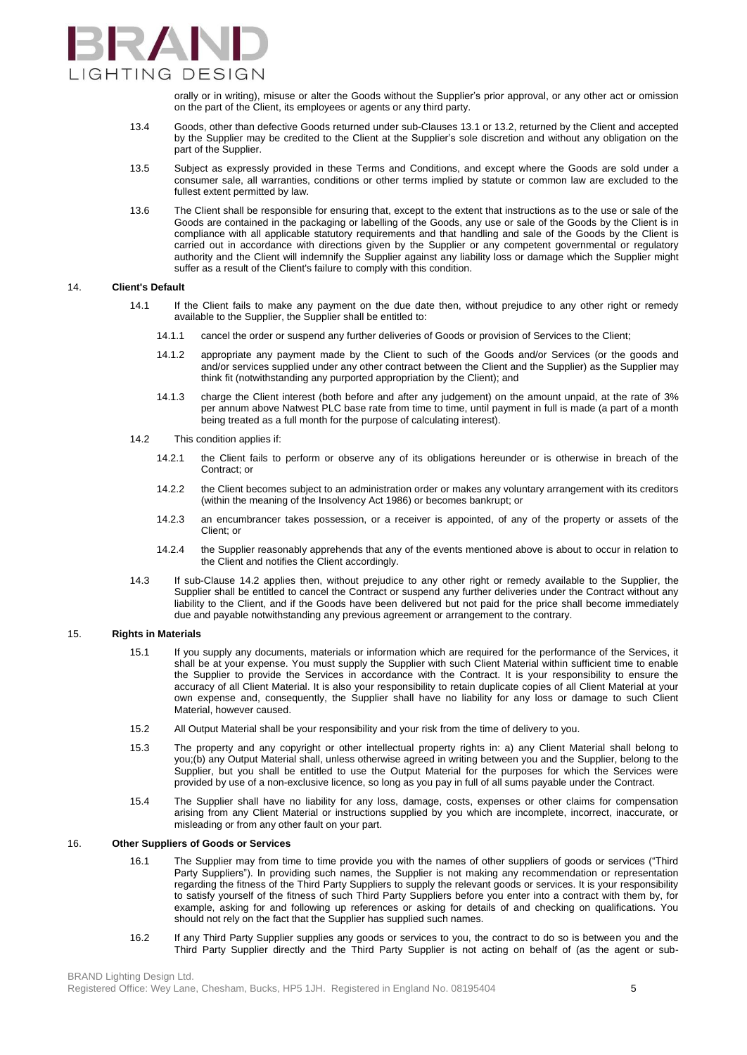orally or in writing), misuse or alter the Goods without the Supplier's prior approval, or any other act or omission on the part of the Client, its employees or agents or any third party.

13.4 Goods, other than defective Goods returned under sub-Clauses 13.1 or 13.2, returned by the Client and accepted by the Supplier may be credited to the Client at the Supplier's sole discretion and without any obligation on the part of the Supplier.

13.5 Subject as expressly provided in these Terms and Conditions, and except where the Goods are sold under a consumer sale, all warranties, conditions or other terms implied by statute or common law are excluded to the fullest extent permitted by law.

13.6 The Client shall be responsible for ensuring that, except to the extent that instructions as to the use or sale of the Goods are contained in the packaging or labelling of the Goods, any use or sale of the Goods by the Client is in compliance with all applicable statutory requirements and that handling and sale of the Goods by the Client is carried out in accordance with directions given by the Supplier or any competent governmental or regulatory authority and the Client will indemnify the Supplier against any liability loss or damage which the Supplier might suffer as a result of the Client's failure to comply with this condition.

**14. Client's Default**

14.1 If the Client fails to make any payment on the due date then, without prejudice to any other right or remedy available to the Supplier, the Supplier shall be entitled to:

14.1.1 cancel the order or suspend any further deliveries of Goods or provision of Services to the Client;

14.1.2 appropriate any payment made by the Client to such of the Goods and/or Services (or the goods and and/or services supplied under any other contract between the Client and the Supplier) as the Supplier may think fit (notwithstanding any purported appropriation by the Client); and

14.1.3 charge the Client interest (both before and after any judgement) on the amount unpaid, at the rate of 3% per annum above Natwest PLC base rate from time to time, until payment in full is made (a part of a month being treated as a full month for the purpose of calculating interest).

14.2 This condition applies if:

14.2.1 the Client fails to perform or observe any of its obligations hereunder or is otherwise in breach of the Contract; or

14.2.2 the Client becomes subject to an administration order or makes any voluntary arrangement with its creditors (within the meaning of the Insolvency Act 1986) or becomes bankrupt; or

14.2.3 an encumbrancer takes possession, or a receiver is appointed, of any of the property or assets of the Client; or

14.2.4 the Supplier reasonably apprehends that any of the events mentioned above is about to occur in relation to the Client and notifies the Client accordingly.

14.3 If sub-Clause 14.2 applies then, without prejudice to any other right or remedy available to the Supplier, the Supplier shall be entitled to cancel the Contract or suspend any further deliveries under the Contract without any liability to the Client, and if the Goods have been delivered but not paid for the price shall become immediately due and payable notwithstanding any previous agreement or arrangement to the contrary.

**15. Rights in Materials**

15.1 If you supply any documents, materials or information which are required for the performance of the Services, it shall be at your expense. You must supply the Supplier with such Client Material within sufficient time to enable the Supplier to provide the Services in accordance with the Contract. It is your responsibility to ensure the accuracy of all Client Material. It is also your responsibility to retain duplicate copies of all Client Material at your own expense and, consequently, the Supplier shall have no liability for any loss or damage to such Client Material, however caused.

15.2 All Output Material shall be your responsibility and your risk from the time of delivery to you.

15.3 The property and any copyright or other intellectual property rights in: a) any Client Material shall belong to you;(b) any Output Material shall, unless otherwise agreed in writing between you and the Supplier, belong to the Supplier, but you shall be entitled to use the Output Material for the purposes for which the Services were provided by use of a non-exclusive licence, so long as you pay in full of all sums payable under the Contract.

15.4 The Supplier shall have no liability for any loss, damage, costs, expenses or other claims for compensation arising from any Client Material or instructions supplied by you which are incomplete, incorrect, inaccurate, or misleading or from any other fault on your part.

**16. Other Suppliers of Goods or Services**

16.1 The Supplier may from time to time provide you with the names of other suppliers of goods or services ("Third Party Suppliers"). In providing such names, the Supplier is not making any recommendation or representation regarding the fitness of the Third Party Suppliers to supply the relevant goods or services. It is your responsibility to satisfy yourself of the fitness of such Third Party Suppliers before you enter into a contract with them by, for example, asking for and following up references or asking for details of and checking on qualifications. You should not rely on the fact that the Supplier has supplied such names.

16.2 If any Third Party Supplier supplies any goods or services to you, the contract to do so is between you and the Third Party Supplier directly and the Third Party Supplier is not acting on behalf of (as the agent or sub-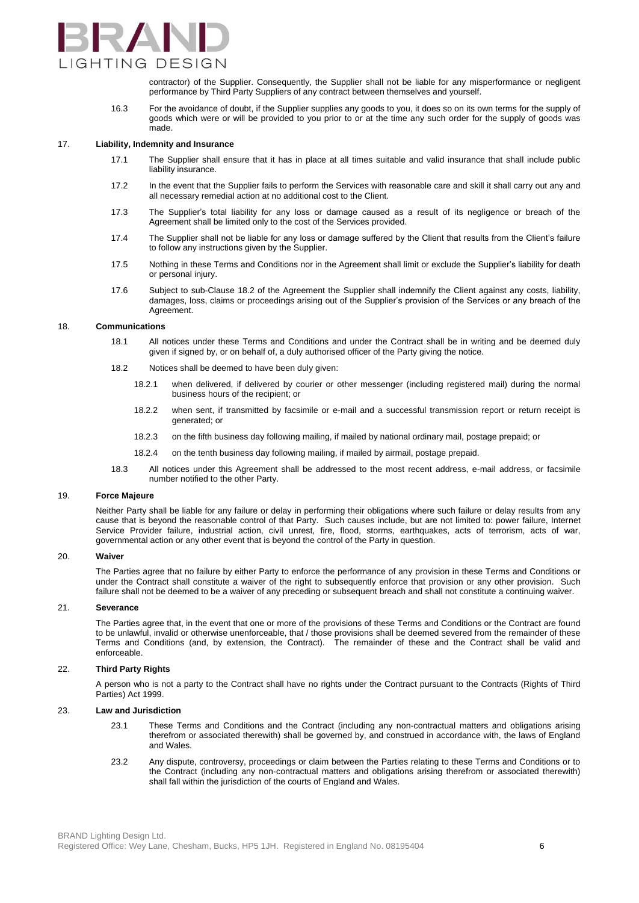contractor) of the Supplier. Consequently, the Supplier shall not be liable for any misperformance or negligent performance by Third Party Suppliers of any contract between themselves and yourself.

16.3 For the avoidance of doubt, if the Supplier supplies any goods to you, it does so on its own terms for the supply of goods which were or will be provided to you prior to or at the time any such order for the supply of goods was made.

## 17. Liability, Indemnity and Insurance

17.1 The Supplier shall ensure that it has in place at all times suitable and valid insurance that shall include public liability insurance.

17.2 In the event that the Supplier fails to perform the Services with reasonable care and skill it shall carry out any and all necessary remedial action at no additional cost to the Client.

17.3 The Supplier's total liability for any loss or damage caused as a result of its negligence or breach of the Agreement shall be limited only to the cost of the Services provided.

17.4 The Supplier shall not be liable for any loss or damage suffered by the Client that results from the Client's failure to follow any instructions given by the Supplier.

17.5 Nothing in these Terms and Conditions nor in the Agreement shall limit or exclude the Supplier's liability for death or personal injury.

17.6 Subject to sub-Clause 18.2 of the Agreement the Supplier shall indemnify the Client against any costs, liability, damages, loss, claims or proceedings arising out of the Supplier's provision of the Services or any breach of the Agreement.

## 18. Communications

18.1 All notices under these Terms and Conditions and under the Contract shall be in writing and be deemed duly given if signed by, or on behalf of, a duly authorised officer of the Party giving the notice.

18.2 Notices shall be deemed to have been duly given:

18.2.1 when delivered, if delivered by courier or other messenger (including registered mail) during the normal business hours of the recipient; or

18.2.2 when sent, if transmitted by facsimile or e-mail and a successful transmission report or return receipt is generated; or

18.2.3 on the fifth business day following mailing, if mailed by national ordinary mail, postage prepaid; or

18.2.4 on the tenth business day following mailing, if mailed by airmail, postage prepaid.

18.3 All notices under this Agreement shall be addressed to the most recent address, e-mail address, or facsimile number notified to the other Party.

## 19. Force Majeure

Neither Party shall be liable for any failure or delay in performing their obligations where such failure or delay results from any cause that is beyond the reasonable control of that Party. Such causes include, but are not limited to: power failure, Internet Service Provider failure, industrial action, civil unrest, fire, flood, storms, earthquakes, acts of terrorism, acts of war, governmental action or any other event that is beyond the control of the Party in question.

## 20. Waiver

The Parties agree that no failure by either Party to enforce the performance of any provision in these Terms and Conditions or under the Contract shall constitute a waiver of the right to subsequently enforce that provision or any other provision. Such failure shall not be deemed to be a waiver of any preceding or subsequent breach and shall not constitute a continuing waiver.

## 21. Severance

The Parties agree that, in the event that one or more of the provisions of these Terms and Conditions or the Contract are found to be unlawful, invalid or otherwise unenforceable, that / those provisions shall be deemed severed from the remainder of these Terms and Conditions (and, by extension, the Contract). The remainder of these and the Contract shall be valid and enforceable.

## 22. Third Party Rights

A person who is not a party to the Contract shall have no rights under the Contract pursuant to the Contracts (Rights of Third Parties) Act 1999.

## 23. Law and Jurisdiction

23.1 These Terms and Conditions and the Contract (including any non-contractual matters and obligations arising therefrom or associated therewith) shall be governed by, and construed in accordance with, the laws of England and Wales.

23.2 Any dispute, controversy, proceedings or claim between the Parties relating to these Terms and Conditions or to the Contract (including any non-contractual matters and obligations arising therefrom or associated therewith) shall fall within the jurisdiction of the courts of England and Wales.